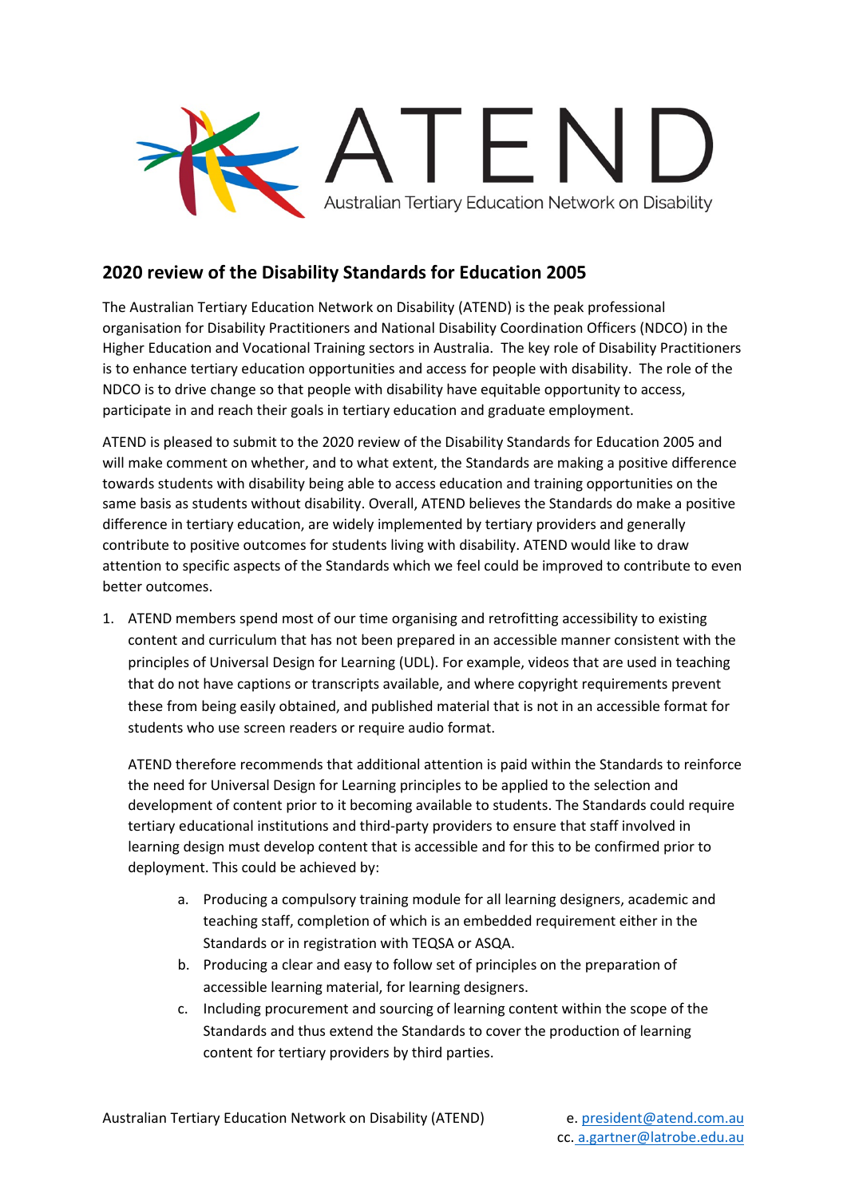ATEND

Australian Tertiary Education Network on Disability

## 2020 review of the Disability Standards for Education 2005

The Australian Tertiary Education Network on Disability (ATEND) is the peak professional organisation for Disability Practitioners and National Disability Coordination Officers (NDCO) in the Higher Education and Vocational Training sectors in Australia. The key role of Disability Practitioners is to enhance tertiary education opportunities and access for people with disability. The role of the NDCO is to drive change so that people with disability have equitable opportunity to access, participate in and reach their goals in tertiary education and graduate employment.

ATEND is pleased to submit to the 2020 review of the Disability Standards for Education 2005 and will make comment on whether, and to what extent, the Standards are making a positive difference towards students with disability being able to access education and training opportunities on the same basis as students without disability. Overall, ATEND believes the Standards do make a positive difference in tertiary education, are widely implemented by tertiary providers and generally contribute to positive outcomes for students living with disability. ATEND would like to draw attention to specific aspects of the Standards which we feel could be improved to contribute to even better outcomes.

1. ATEND members spend most of our time organising and retrofitting accessibility to existing content and curriculum that has not been prepared in an accessible manner consistent with the principles of Universal Design for Learning (UDL). For example, videos that are used in teaching that do not have captions or transcripts available, and where copyright requirements prevent these from being easily obtained, and published material that is not in an accessible format for students who use screen readers or require audio format.

   ATEND therefore recommends that additional attention is paid within the Standards to reinforce the need for Universal Design for Learning principles to be applied to the selection and development of content prior to it becoming available to students. The Standards could require tertiary educational institutions and third-party providers to ensure that staff involved in learning design must develop content that is accessible and for this to be confirmed prior to deployment. This could be achieved by:

   a. Producing a compulsory training module for all learning designers, academic and teaching staff, completion of which is an embedded requirement either in the Standards or in registration with TEQSA or ASQA.
   b. Producing a clear and easy to follow set of principles on the preparation of accessible learning material, for learning designers.
   c. Including procurement and sourcing of learning content within the scope of the Standards and thus extend the Standards to cover the production of learning content for tertiary providers by third parties.

Australian Tertiary Education Network on Disability (ATEND) e. president@atend.com.au cc. a.gartner@latrobe.edu.au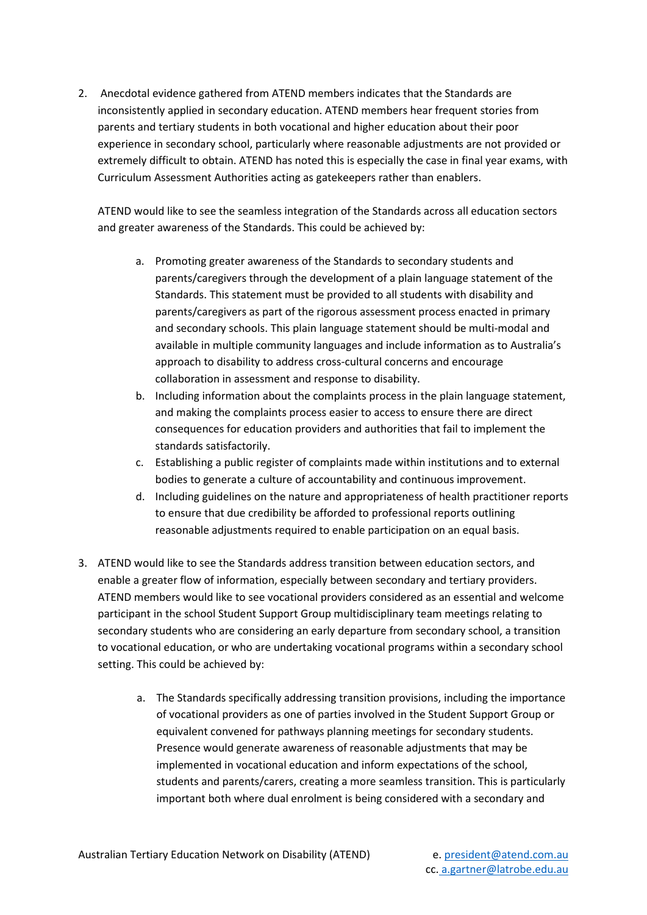2. Anecdotal evidence gathered from ATEND members indicates that the Standards are inconsistently applied in secondary education. ATEND members hear frequent stories from parents and tertiary students in both vocational and higher education about their poor experience in secondary school, particularly where reasonable adjustments are not provided or extremely difficult to obtain. ATEND has noted this is especially the case in final year exams, with Curriculum Assessment Authorities acting as gatekeepers rather than enablers.

   ATEND would like to see the seamless integration of the Standards across all education sectors and greater awareness of the Standards. This could be achieved by:

   a. Promoting greater awareness of the Standards to secondary students and parents/caregivers through the development of a plain language statement of the Standards. This statement must be provided to all students with disability and parents/caregivers as part of the rigorous assessment process enacted in primary and secondary schools. This plain language statement should be multi-modal and available in multiple community languages and include information as to Australia's approach to disability to address cross-cultural concerns and encourage collaboration in assessment and response to disability.
   b. Including information about the complaints process in the plain language statement, and making the complaints process easier to access to ensure there are direct consequences for education providers and authorities that fail to implement the standards satisfactorily.
   c. Establishing a public register of complaints made within institutions and to external bodies to generate a culture of accountability and continuous improvement.
   d. Including guidelines on the nature and appropriateness of health practitioner reports to ensure that due credibility be afforded to professional reports outlining reasonable adjustments required to enable participation on an equal basis.

3. ATEND would like to see the Standards address transition between education sectors, and enable a greater flow of information, especially between secondary and tertiary providers. ATEND members would like to see vocational providers considered as an essential and welcome participant in the school Student Support Group multidisciplinary team meetings relating to secondary students who are considering an early departure from secondary school, a transition to vocational education, or who are undertaking vocational programs within a secondary school setting. This could be achieved by:

   a. The Standards specifically addressing transition provisions, including the importance of vocational providers as one of parties involved in the Student Support Group or equivalent convened for pathways planning meetings for secondary students. Presence would generate awareness of reasonable adjustments that may be implemented in vocational education and inform expectations of the school, students and parents/carers, creating a more seamless transition. This is particularly important both where dual enrolment is being considered with a secondary and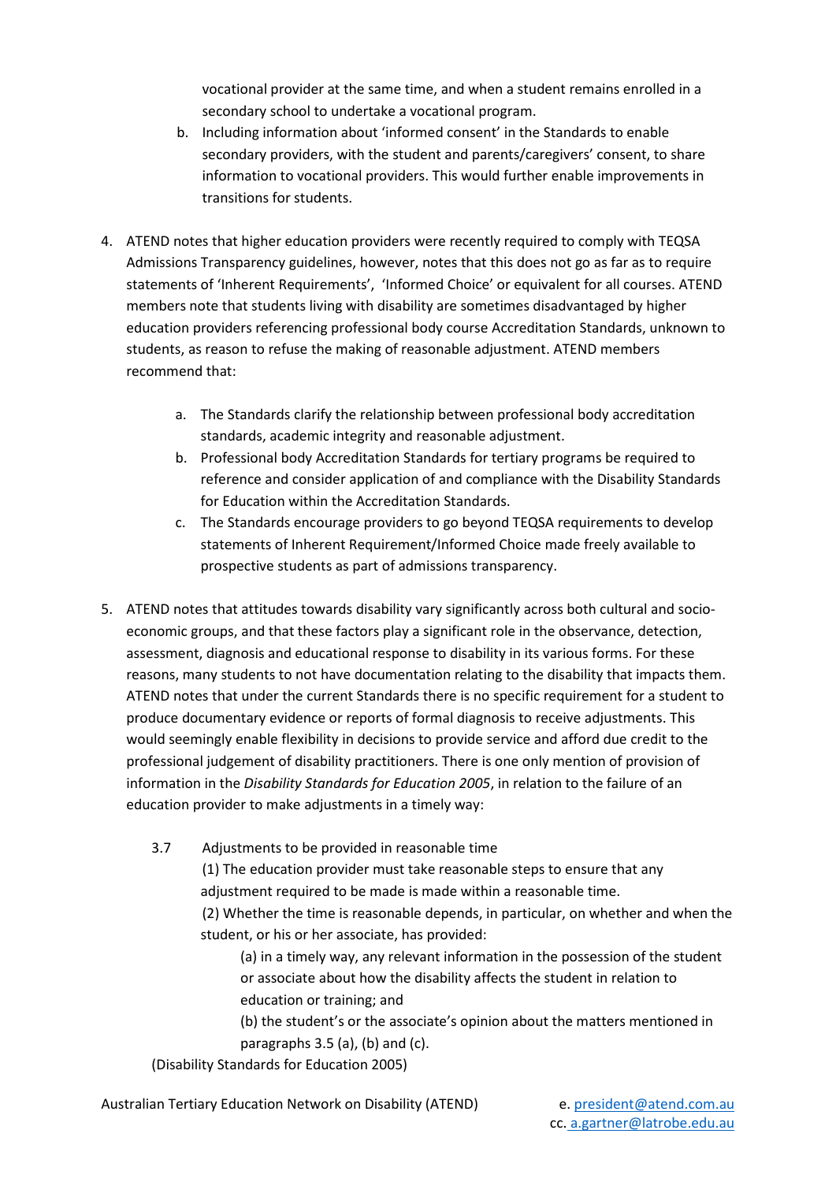vocational provider at the same time, and when a student remains enrolled in a secondary school to undertake a vocational program.

   b. Including information about 'informed consent' in the Standards to enable secondary providers, with the student and parents/caregivers' consent, to share information to vocational providers. This would further enable improvements in transitions for students.

4. ATEND notes that higher education providers were recently required to comply with TEQSA Admissions Transparency guidelines, however, notes that this does not go as far as to require statements of 'Inherent Requirements', 'Informed Choice' or equivalent for all courses. ATEND members note that students living with disability are sometimes disadvantaged by higher education providers referencing professional body course Accreditation Standards, unknown to students, as reason to refuse the making of reasonable adjustment. ATEND members recommend that:

   a. The Standards clarify the relationship between professional body accreditation standards, academic integrity and reasonable adjustment.
   b. Professional body Accreditation Standards for tertiary programs be required to reference and consider application of and compliance with the Disability Standards for Education within the Accreditation Standards.
   c. The Standards encourage providers to go beyond TEQSA requirements to develop statements of Inherent Requirement/Informed Choice made freely available to prospective students as part of admissions transparency.

5. ATEND notes that attitudes towards disability vary significantly across both cultural and socio-economic groups, and that these factors play a significant role in the observance, detection, assessment, diagnosis and educational response to disability in its various forms. For these reasons, many students to not have documentation relating to the disability that impacts them. ATEND notes that under the current Standards there is no specific requirement for a student to produce documentary evidence or reports of formal diagnosis to receive adjustments. This would seemingly enable flexibility in decisions to provide service and afford due credit to the professional judgement of disability practitioners. There is one only mention of provision of information in the *Disability Standards for Education 2005*, in relation to the failure of an education provider to make adjustments in a timely way:

   3.7 Adjustments to be provided in reasonable time

   (1) The education provider must take reasonable steps to ensure that any adjustment required to be made is made within a reasonable time.

   (2) Whether the time is reasonable depends, in particular, on whether and when the student, or his or her associate, has provided:

   (a) in a timely way, any relevant information in the possession of the student or associate about how the disability affects the student in relation to education or training; and

   (b) the student's or the associate's opinion about the matters mentioned in paragraphs 3.5 (a), (b) and (c).

   (Disability Standards for Education 2005)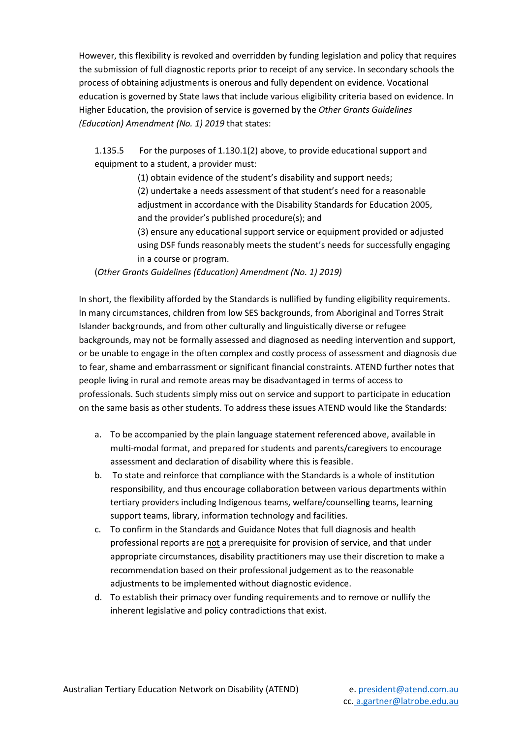However, this flexibility is revoked and overridden by funding legislation and policy that requires the submission of full diagnostic reports prior to receipt of any service. In secondary schools the process of obtaining adjustments is onerous and fully dependent on evidence. Vocational education is governed by State laws that include various eligibility criteria based on evidence. In Higher Education, the provision of service is governed by the *Other Grants Guidelines (Education) Amendment (No. 1) 2019* that states:

> 1.135.5 For the purposes of 1.130.1(2) above, to provide educational support and equipment to a student, a provider must:
>
> (1) obtain evidence of the student's disability and support needs;
>
> (2) undertake a needs assessment of that student's need for a reasonable adjustment in accordance with the Disability Standards for Education 2005, and the provider's published procedure(s); and
>
> (3) ensure any educational support service or equipment provided or adjusted using DSF funds reasonably meets the student's needs for successfully engaging in a course or program.
>
> (*Other Grants Guidelines (Education) Amendment (No. 1) 2019)*

In short, the flexibility afforded by the Standards is nullified by funding eligibility requirements. In many circumstances, children from low SES backgrounds, from Aboriginal and Torres Strait Islander backgrounds, and from other culturally and linguistically diverse or refugee backgrounds, may not be formally assessed and diagnosed as needing intervention and support, or be unable to engage in the often complex and costly process of assessment and diagnosis due to fear, shame and embarrassment or significant financial constraints. ATEND further notes that people living in rural and remote areas may be disadvantaged in terms of access to professionals. Such students simply miss out on service and support to participate in education on the same basis as other students. To address these issues ATEND would like the Standards:

a. To be accompanied by the plain language statement referenced above, available in multi-modal format, and prepared for students and parents/caregivers to encourage assessment and declaration of disability where this is feasible.
b. To state and reinforce that compliance with the Standards is a whole of institution responsibility, and thus encourage collaboration between various departments within tertiary providers including Indigenous teams, welfare/counselling teams, learning support teams, library, information technology and facilities.
c. To confirm in the Standards and Guidance Notes that full diagnosis and health professional reports are <u>not</u> a prerequisite for provision of service, and that under appropriate circumstances, disability practitioners may use their discretion to make a recommendation based on their professional judgement as to the reasonable adjustments to be implemented without diagnostic evidence.
d. To establish their primacy over funding requirements and to remove or nullify the inherent legislative and policy contradictions that exist.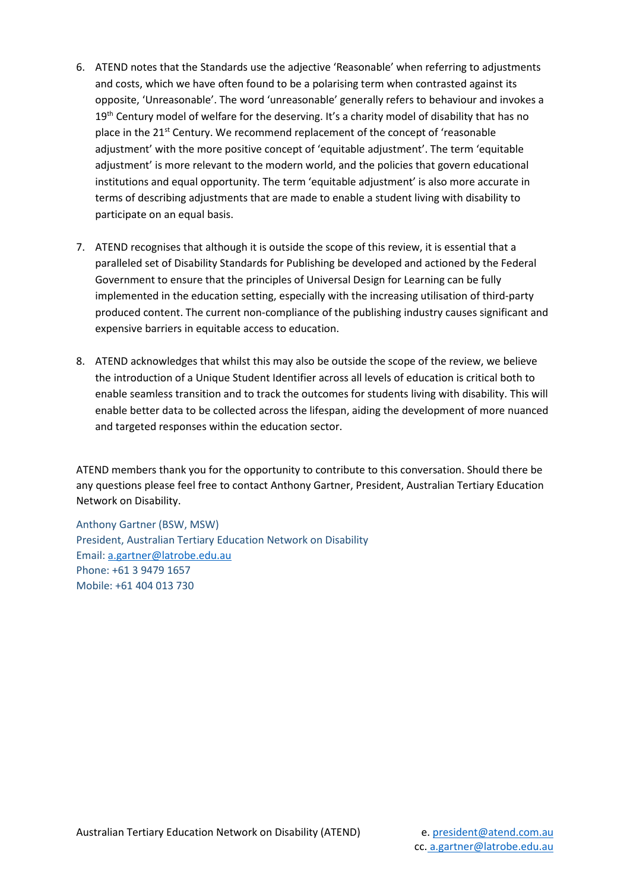6. ATEND notes that the Standards use the adjective ‘Reasonable’ when referring to adjustments and costs, which we have often found to be a polarising term when contrasted against its opposite, ‘Unreasonable’. The word ‘unreasonable’ generally refers to behaviour and invokes a 19th Century model of welfare for the deserving. It’s a charity model of disability that has no place in the 21st Century. We recommend replacement of the concept of ‘reasonable adjustment’ with the more positive concept of ‘equitable adjustment’. The term ‘equitable adjustment’ is more relevant to the modern world, and the policies that govern educational institutions and equal opportunity. The term ‘equitable adjustment’ is also more accurate in terms of describing adjustments that are made to enable a student living with disability to participate on an equal basis.

7. ATEND recognises that although it is outside the scope of this review, it is essential that a paralleled set of Disability Standards for Publishing be developed and actioned by the Federal Government to ensure that the principles of Universal Design for Learning can be fully implemented in the education setting, especially with the increasing utilisation of third-party produced content. The current non-compliance of the publishing industry causes significant and expensive barriers in equitable access to education.

8. ATEND acknowledges that whilst this may also be outside the scope of the review, we believe the introduction of a Unique Student Identifier across all levels of education is critical both to enable seamless transition and to track the outcomes for students living with disability. This will enable better data to be collected across the lifespan, aiding the development of more nuanced and targeted responses within the education sector.

ATEND members thank you for the opportunity to contribute to this conversation. Should there be any questions please feel free to contact Anthony Gartner, President, Australian Tertiary Education Network on Disability.

Anthony Gartner (BSW, MSW)
President, Australian Tertiary Education Network on Disability
Email: a.gartner@latrobe.edu.au
Phone: +61 3 9479 1657
Mobile: +61 404 013 730